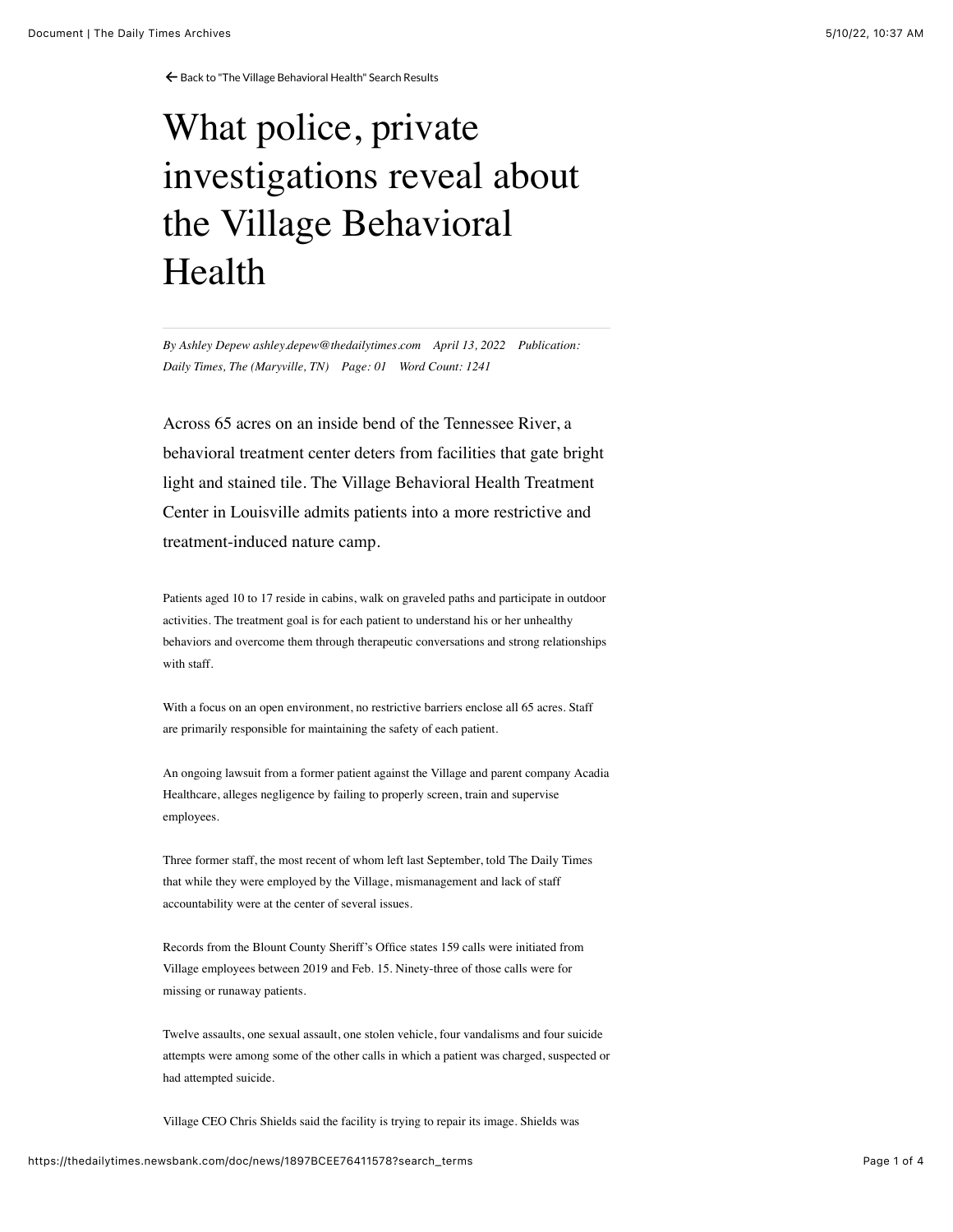← Back to "The Village Behavioral Health" Search Results

# What police, private investigations reveal about the Village Behavioral Health

*By Ashley Depew ashley.depew@thedailytimes.com April 13, 2022 Publication: Daily Times, The (Maryville, TN) Page: 01 Word Count: 1241*

Across 65 acres on an inside bend of the Tennessee River, a behavioral treatment center deters from facilities that gate bright light and stained tile. The Village Behavioral Health Treatment Center in Louisville admits patients into a more restrictive and treatment-induced nature camp.

Patients aged 10 to 17 reside in cabins, walk on graveled paths and participate in outdoor activities. The treatment goal is for each patient to understand his or her unhealthy behaviors and overcome them through therapeutic conversations and strong relationships with staff.

With a focus on an open environment, no restrictive barriers enclose all 65 acres. Staff are primarily responsible for maintaining the safety of each patient.

An ongoing lawsuit from a former patient against the Village and parent company Acadia Healthcare, alleges negligence by failing to properly screen, train and supervise employees.

Three former staff, the most recent of whom left last September, told The Daily Times that while they were employed by the Village, mismanagement and lack of staff accountability were at the center of several issues.

Records from the Blount County Sheriff's Office states 159 calls were initiated from Village employees between 2019 and Feb. 15. Ninety-three of those calls were for missing or runaway patients.

Twelve assaults, one sexual assault, one stolen vehicle, four vandalisms and four suicide attempts were among some of the other calls in which a patient was charged, suspected or had attempted suicide.

Village CEO Chris Shields said the facility is trying to repair its image. Shields was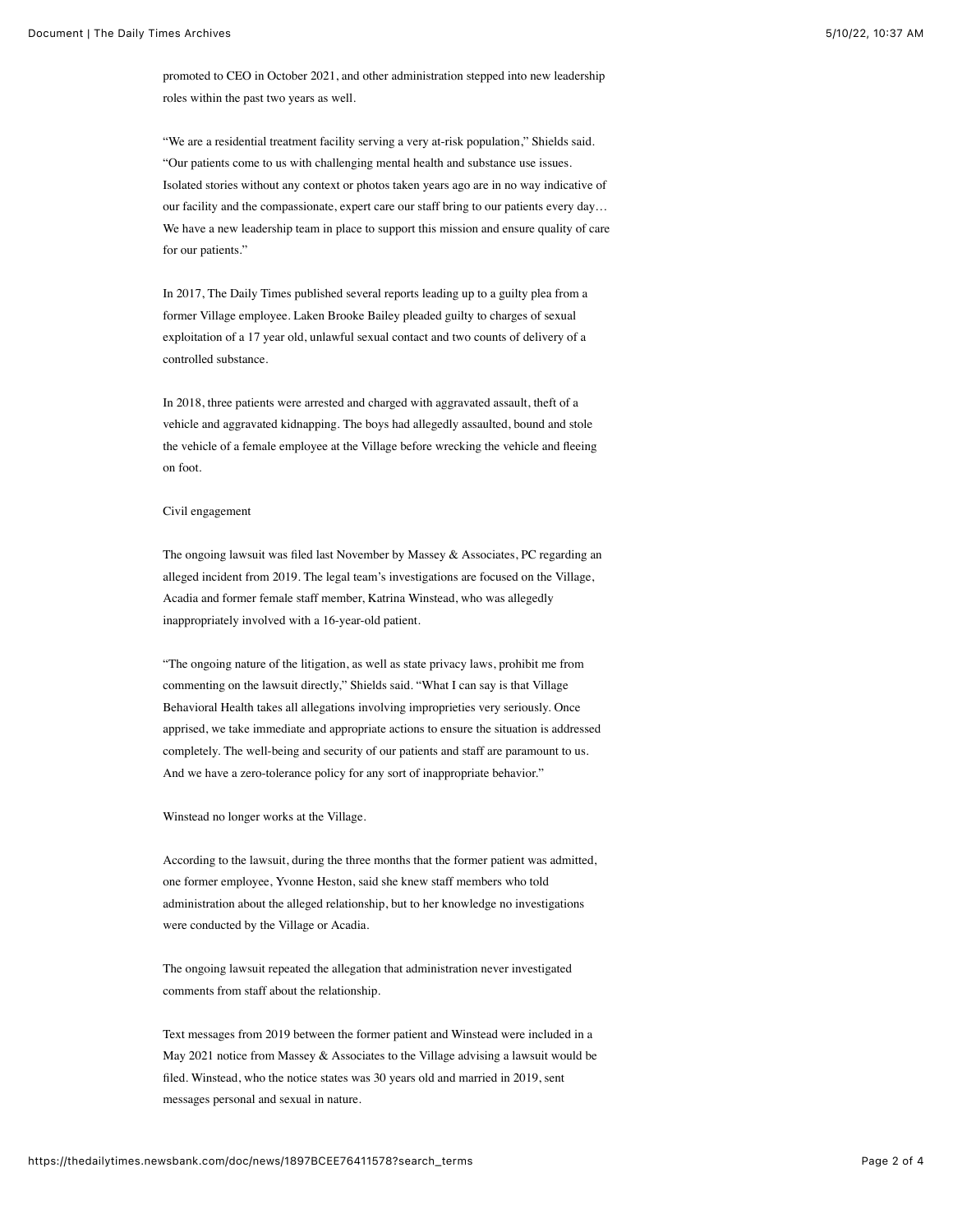promoted to CEO in October 2021, and other administration stepped into new leadership roles within the past two years as well.

"We are a residential treatment facility serving a very at-risk population," Shields said. "Our patients come to us with challenging mental health and substance use issues. Isolated stories without any context or photos taken years ago are in no way indicative of our facility and the compassionate, expert care our staff bring to our patients every day… We have a new leadership team in place to support this mission and ensure quality of care for our patients."

In 2017, The Daily Times published several reports leading up to a guilty plea from a former Village employee. Laken Brooke Bailey pleaded guilty to charges of sexual exploitation of a 17 year old, unlawful sexual contact and two counts of delivery of a controlled substance.

In 2018, three patients were arrested and charged with aggravated assault, theft of a vehicle and aggravated kidnapping. The boys had allegedly assaulted, bound and stole the vehicle of a female employee at the Village before wrecking the vehicle and fleeing on foot.

## Civil engagement

The ongoing lawsuit was filed last November by Massey & Associates, PC regarding an alleged incident from 2019. The legal team's investigations are focused on the Village, Acadia and former female staff member, Katrina Winstead, who was allegedly inappropriately involved with a 16-year-old patient.

"The ongoing nature of the litigation, as well as state privacy laws, prohibit me from commenting on the lawsuit directly," Shields said. "What I can say is that Village Behavioral Health takes all allegations involving improprieties very seriously. Once apprised, we take immediate and appropriate actions to ensure the situation is addressed completely. The well-being and security of our patients and staff are paramount to us. And we have a zero-tolerance policy for any sort of inappropriate behavior."

Winstead no longer works at the Village.

According to the lawsuit, during the three months that the former patient was admitted, one former employee, Yvonne Heston, said she knew staff members who told administration about the alleged relationship, but to her knowledge no investigations were conducted by the Village or Acadia.

The ongoing lawsuit repeated the allegation that administration never investigated comments from staff about the relationship.

Text messages from 2019 between the former patient and Winstead were included in a May 2021 notice from Massey & Associates to the Village advising a lawsuit would be filed. Winstead, who the notice states was 30 years old and married in 2019, sent messages personal and sexual in nature.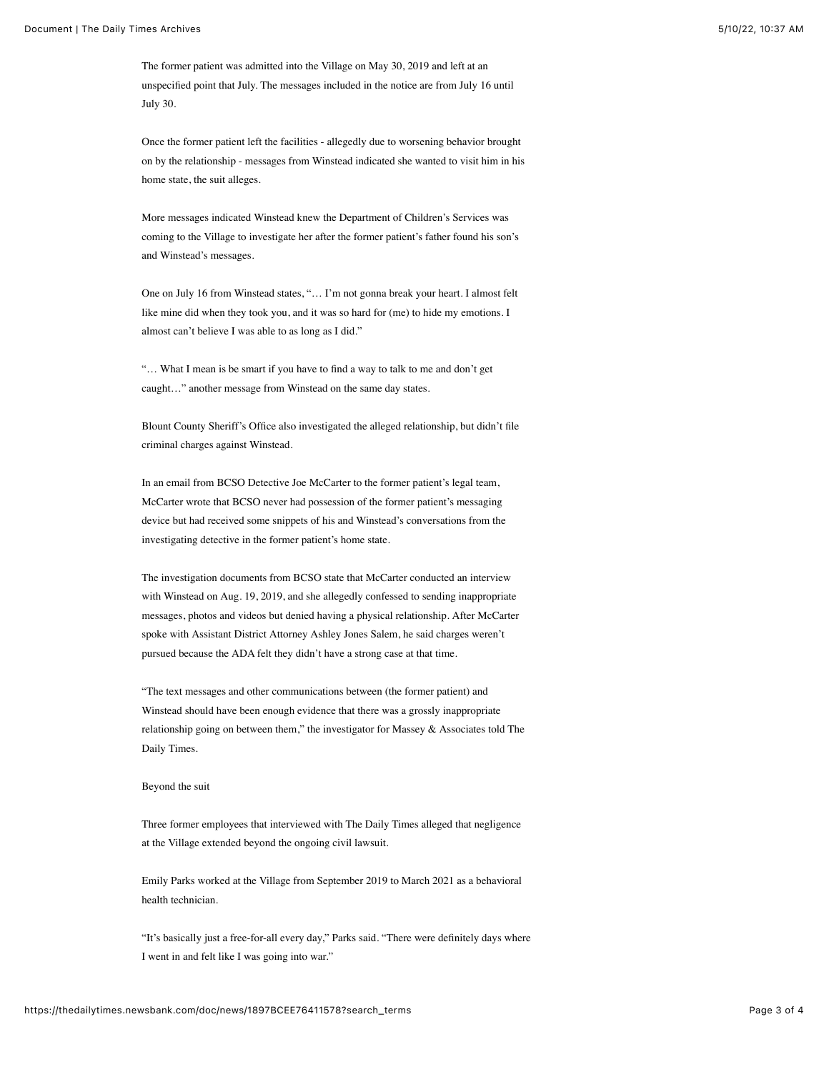The former patient was admitted into the Village on May 30, 2019 and left at an unspecified point that July. The messages included in the notice are from July 16 until July 30.

Once the former patient left the facilities - allegedly due to worsening behavior brought on by the relationship - messages from Winstead indicated she wanted to visit him in his home state, the suit alleges.

More messages indicated Winstead knew the Department of Children's Services was coming to the Village to investigate her after the former patient's father found his son's and Winstead's messages.

One on July 16 from Winstead states, "… I'm not gonna break your heart. I almost felt like mine did when they took you, and it was so hard for (me) to hide my emotions. I almost can't believe I was able to as long as I did."

"… What I mean is be smart if you have to find a way to talk to me and don't get caught…" another message from Winstead on the same day states.

Blount County Sheriff's Office also investigated the alleged relationship, but didn't file criminal charges against Winstead.

In an email from BCSO Detective Joe McCarter to the former patient's legal team, McCarter wrote that BCSO never had possession of the former patient's messaging device but had received some snippets of his and Winstead's conversations from the investigating detective in the former patient's home state.

The investigation documents from BCSO state that McCarter conducted an interview with Winstead on Aug. 19, 2019, and she allegedly confessed to sending inappropriate messages, photos and videos but denied having a physical relationship. After McCarter spoke with Assistant District Attorney Ashley Jones Salem, he said charges weren't pursued because the ADA felt they didn't have a strong case at that time.

"The text messages and other communications between (the former patient) and Winstead should have been enough evidence that there was a grossly inappropriate relationship going on between them," the investigator for Massey & Associates told The Daily Times.

Beyond the suit

Three former employees that interviewed with The Daily Times alleged that negligence at the Village extended beyond the ongoing civil lawsuit.

Emily Parks worked at the Village from September 2019 to March 2021 as a behavioral health technician.

"It's basically just a free-for-all every day," Parks said. "There were definitely days where I went in and felt like I was going into war."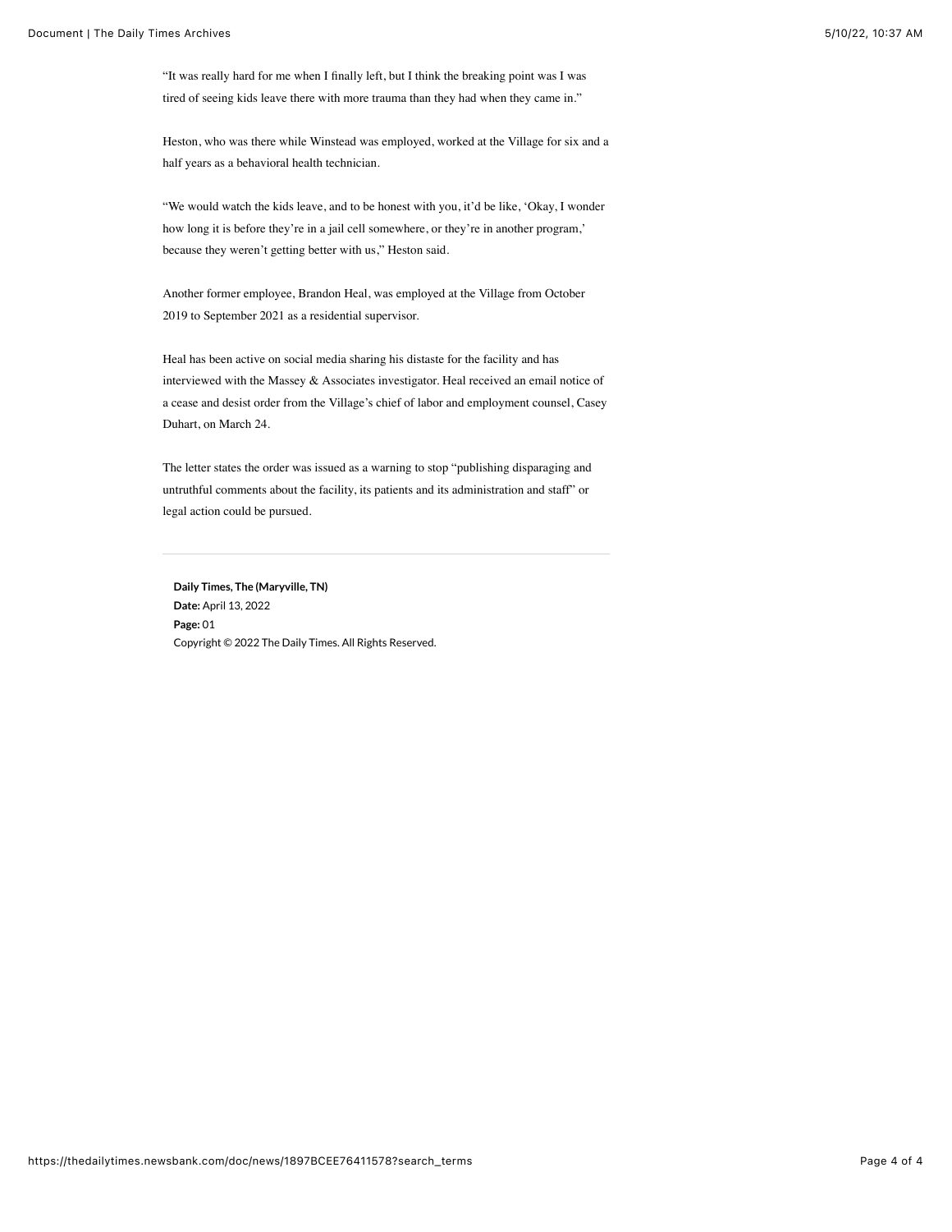"It was really hard for me when I finally left, but I think the breaking point was I was tired of seeing kids leave there with more trauma than they had when they came in."

Heston, who was there while Winstead was employed, worked at the Village for six and a half years as a behavioral health technician.

"We would watch the kids leave, and to be honest with you, it'd be like, 'Okay, I wonder how long it is before they're in a jail cell somewhere, or they're in another program,' because they weren't getting better with us," Heston said.

Another former employee, Brandon Heal, was employed at the Village from October 2019 to September 2021 as a residential supervisor.

Heal has been active on social media sharing his distaste for the facility and has interviewed with the Massey & Associates investigator. Heal received an email notice of a cease and desist order from the Village's chief of labor and employment counsel, Casey Duhart, on March 24.

The letter states the order was issued as a warning to stop "publishing disparaging and untruthful comments about the facility, its patients and its administration and staff" or legal action could be pursued.

---

**Daily Times, The (Maryville, TN)**
**Date:** April 13, 2022
**Page:** 01
Copyright © 2022 The Daily Times. All Rights Reserved.